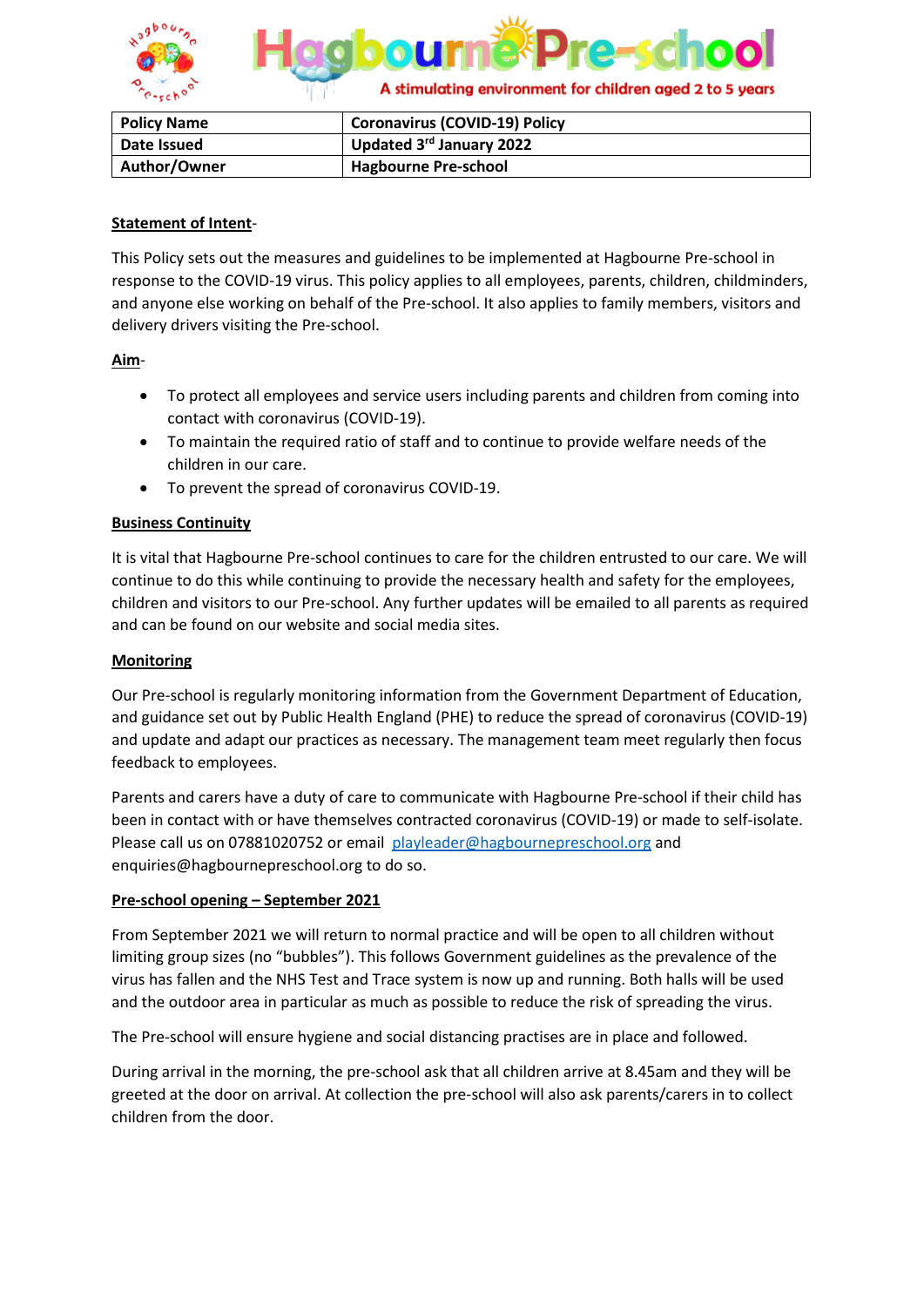# Hagbourne Pre-school

A stimulating environment for children aged 2 to 5 years

| Policy Name | Coronavirus (COVID-19) Policy |
|---|---|
| Date Issued | Updated 3rd January 2022 |
| Author/Owner | Hagbourne Pre-school |

**Statement of Intent**-

This Policy sets out the measures and guidelines to be implemented at Hagbourne Pre-school in response to the COVID-19 virus. This policy applies to all employees, parents, children, childminders, and anyone else working on behalf of the Pre-school. It also applies to family members, visitors and delivery drivers visiting the Pre-school.

**Aim**-

- To protect all employees and service users including parents and children from coming into contact with coronavirus (COVID-19).
- To maintain the required ratio of staff and to continue to provide welfare needs of the children in our care.
- To prevent the spread of coronavirus COVID-19.

**Business Continuity**

It is vital that Hagbourne Pre-school continues to care for the children entrusted to our care. We will continue to do this while continuing to provide the necessary health and safety for the employees, children and visitors to our Pre-school. Any further updates will be emailed to all parents as required and can be found on our website and social media sites.

**Monitoring**

Our Pre-school is regularly monitoring information from the Government Department of Education, and guidance set out by Public Health England (PHE) to reduce the spread of coronavirus (COVID-19) and update and adapt our practices as necessary. The management team meet regularly then focus feedback to employees.

Parents and carers have a duty of care to communicate with Hagbourne Pre-school if their child has been in contact with or have themselves contracted coronavirus (COVID-19) or made to self-isolate. Please call us on 07881020752 or email playleader@hagbournepreschool.org and enquiries@hagbournepreschool.org to do so.

**Pre-school opening – September 2021**

From September 2021 we will return to normal practice and will be open to all children without limiting group sizes (no "bubbles"). This follows Government guidelines as the prevalence of the virus has fallen and the NHS Test and Trace system is now up and running. Both halls will be used and the outdoor area in particular as much as possible to reduce the risk of spreading the virus.

The Pre-school will ensure hygiene and social distancing practises are in place and followed.

During arrival in the morning, the pre-school ask that all children arrive at 8.45am and they will be greeted at the door on arrival. At collection the pre-school will also ask parents/carers in to collect children from the door.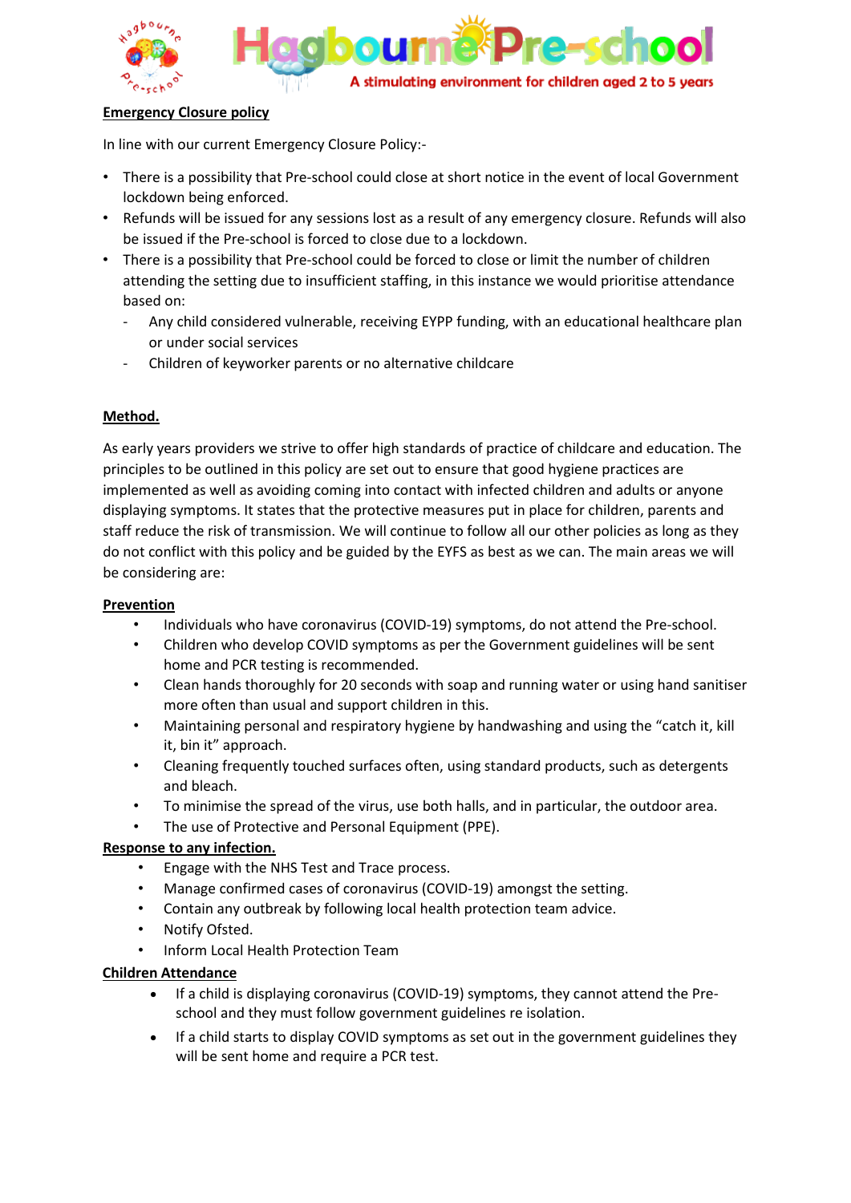**Emergency Closure policy**

In line with our current Emergency Closure Policy:-

- There is a possibility that Pre-school could close at short notice in the event of local Government lockdown being enforced.
- Refunds will be issued for any sessions lost as a result of any emergency closure. Refunds will also be issued if the Pre-school is forced to close due to a lockdown.
- There is a possibility that Pre-school could be forced to close or limit the number of children attending the setting due to insufficient staffing, in this instance we would prioritise attendance based on:
  - Any child considered vulnerable, receiving EYPP funding, with an educational healthcare plan or under social services
  - Children of keyworker parents or no alternative childcare

**Method.**

As early years providers we strive to offer high standards of practice of childcare and education. The principles to be outlined in this policy are set out to ensure that good hygiene practices are implemented as well as avoiding coming into contact with infected children and adults or anyone displaying symptoms. It states that the protective measures put in place for children, parents and staff reduce the risk of transmission. We will continue to follow all our other policies as long as they do not conflict with this policy and be guided by the EYFS as best as we can. The main areas we will be considering are:

**Prevention**

- Individuals who have coronavirus (COVID-19) symptoms, do not attend the Pre-school.
- Children who develop COVID symptoms as per the Government guidelines will be sent home and PCR testing is recommended.
- Clean hands thoroughly for 20 seconds with soap and running water or using hand sanitiser more often than usual and support children in this.
- Maintaining personal and respiratory hygiene by handwashing and using the "catch it, kill it, bin it" approach.
- Cleaning frequently touched surfaces often, using standard products, such as detergents and bleach.
- To minimise the spread of the virus, use both halls, and in particular, the outdoor area.
- The use of Protective and Personal Equipment (PPE).

**Response to any infection.**

- Engage with the NHS Test and Trace process.
- Manage confirmed cases of coronavirus (COVID-19) amongst the setting.
- Contain any outbreak by following local health protection team advice.
- Notify Ofsted.
- Inform Local Health Protection Team

**Children Attendance**

- If a child is displaying coronavirus (COVID-19) symptoms, they cannot attend the Pre-school and they must follow government guidelines re isolation.
- If a child starts to display COVID symptoms as set out in the government guidelines they will be sent home and require a PCR test.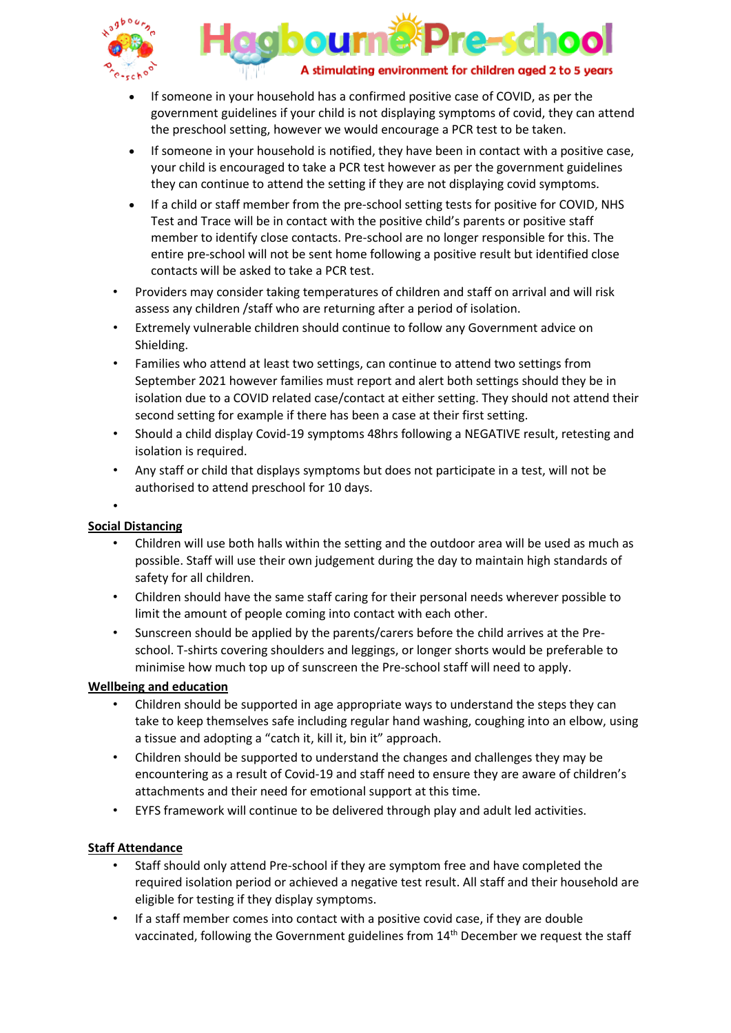- If someone in your household has a confirmed positive case of COVID, as per the government guidelines if your child is not displaying symptoms of covid, they can attend the preschool setting, however we would encourage a PCR test to be taken.
- If someone in your household is notified, they have been in contact with a positive case, your child is encouraged to take a PCR test however as per the government guidelines they can continue to attend the setting if they are not displaying covid symptoms.
- If a child or staff member from the pre-school setting tests for positive for COVID, NHS Test and Trace will be in contact with the positive child's parents or positive staff member to identify close contacts. Pre-school are no longer responsible for this. The entire pre-school will not be sent home following a positive result but identified close contacts will be asked to take a PCR test.

- Providers may consider taking temperatures of children and staff on arrival and will risk assess any children /staff who are returning after a period of isolation.
- Extremely vulnerable children should continue to follow any Government advice on Shielding.
- Families who attend at least two settings, can continue to attend two settings from September 2021 however families must report and alert both settings should they be in isolation due to a COVID related case/contact at either setting. They should not attend their second setting for example if there has been a case at their first setting.
- Should a child display Covid-19 symptoms 48hrs following a NEGATIVE result, retesting and isolation is required.
- Any staff or child that displays symptoms but does not participate in a test, will not be authorised to attend preschool for 10 days.

**Social Distancing**

- Children will use both halls within the setting and the outdoor area will be used as much as possible. Staff will use their own judgement during the day to maintain high standards of safety for all children.
- Children should have the same staff caring for their personal needs wherever possible to limit the amount of people coming into contact with each other.
- Sunscreen should be applied by the parents/carers before the child arrives at the Pre-school. T-shirts covering shoulders and leggings, or longer shorts would be preferable to minimise how much top up of sunscreen the Pre-school staff will need to apply.

**Wellbeing and education**

- Children should be supported in age appropriate ways to understand the steps they can take to keep themselves safe including regular hand washing, coughing into an elbow, using a tissue and adopting a "catch it, kill it, bin it" approach.
- Children should be supported to understand the changes and challenges they may be encountering as a result of Covid-19 and staff need to ensure they are aware of children's attachments and their need for emotional support at this time.
- EYFS framework will continue to be delivered through play and adult led activities.

**Staff Attendance**

- Staff should only attend Pre-school if they are symptom free and have completed the required isolation period or achieved a negative test result. All staff and their household are eligible for testing if they display symptoms.
- If a staff member comes into contact with a positive covid case, if they are double vaccinated, following the Government guidelines from 14th December we request the staff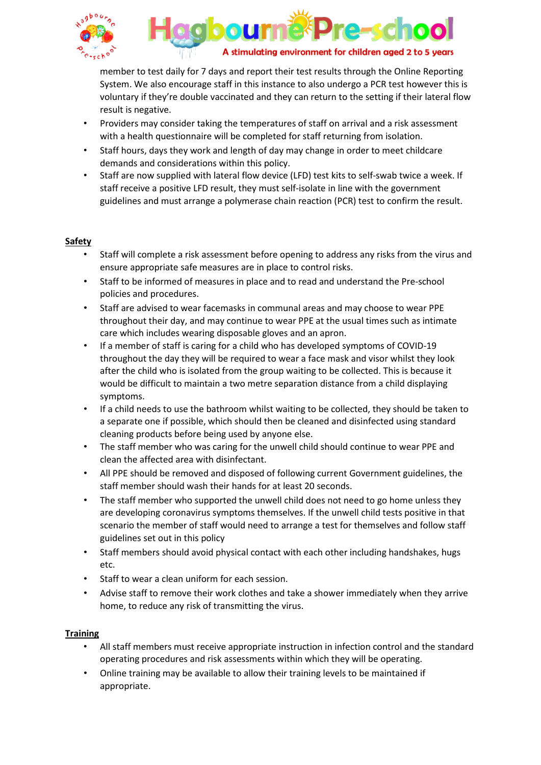member to test daily for 7 days and report their test results through the Online Reporting System. We also encourage staff in this instance to also undergo a PCR test however this is voluntary if they're double vaccinated and they can return to the setting if their lateral flow result is negative.

- Providers may consider taking the temperatures of staff on arrival and a risk assessment with a health questionnaire will be completed for staff returning from isolation.
- Staff hours, days they work and length of day may change in order to meet childcare demands and considerations within this policy.
- Staff are now supplied with lateral flow device (LFD) test kits to self-swab twice a week. If staff receive a positive LFD result, they must self-isolate in line with the government guidelines and must arrange a polymerase chain reaction (PCR) test to confirm the result.

**Safety**

- Staff will complete a risk assessment before opening to address any risks from the virus and ensure appropriate safe measures are in place to control risks.
- Staff to be informed of measures in place and to read and understand the Pre-school policies and procedures.
- Staff are advised to wear facemasks in communal areas and may choose to wear PPE throughout their day, and may continue to wear PPE at the usual times such as intimate care which includes wearing disposable gloves and an apron.
- If a member of staff is caring for a child who has developed symptoms of COVID-19 throughout the day they will be required to wear a face mask and visor whilst they look after the child who is isolated from the group waiting to be collected. This is because it would be difficult to maintain a two metre separation distance from a child displaying symptoms.
- If a child needs to use the bathroom whilst waiting to be collected, they should be taken to a separate one if possible, which should then be cleaned and disinfected using standard cleaning products before being used by anyone else.
- The staff member who was caring for the unwell child should continue to wear PPE and clean the affected area with disinfectant.
- All PPE should be removed and disposed of following current Government guidelines, the staff member should wash their hands for at least 20 seconds.
- The staff member who supported the unwell child does not need to go home unless they are developing coronavirus symptoms themselves. If the unwell child tests positive in that scenario the member of staff would need to arrange a test for themselves and follow staff guidelines set out in this policy
- Staff members should avoid physical contact with each other including handshakes, hugs etc.
- Staff to wear a clean uniform for each session.
- Advise staff to remove their work clothes and take a shower immediately when they arrive home, to reduce any risk of transmitting the virus.

**Training**

- All staff members must receive appropriate instruction in infection control and the standard operating procedures and risk assessments within which they will be operating.
- Online training may be available to allow their training levels to be maintained if appropriate.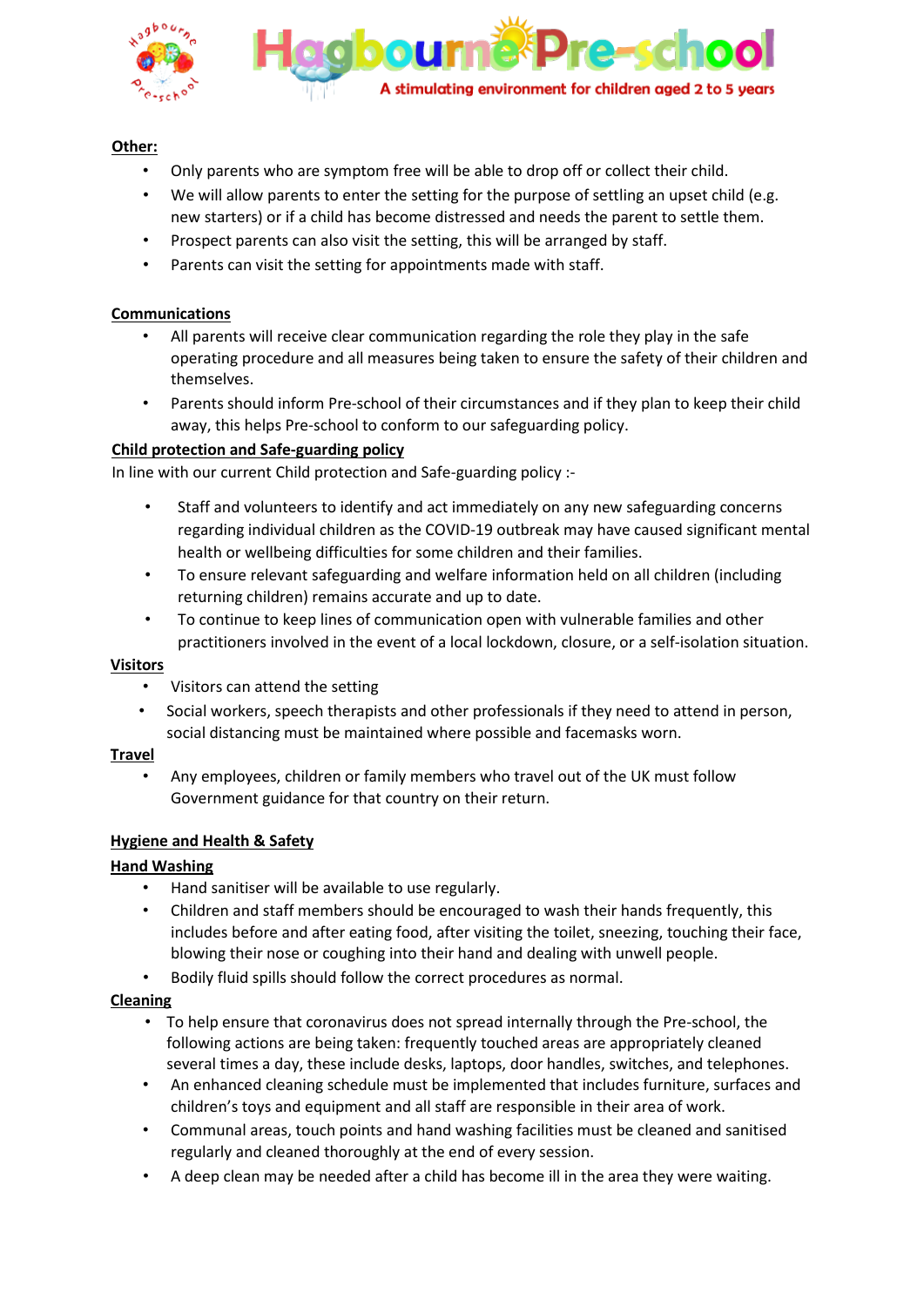**Other:**

- Only parents who are symptom free will be able to drop off or collect their child.
- We will allow parents to enter the setting for the purpose of settling an upset child (e.g. new starters) or if a child has become distressed and needs the parent to settle them.
- Prospect parents can also visit the setting, this will be arranged by staff.
- Parents can visit the setting for appointments made with staff.

**Communications**

- All parents will receive clear communication regarding the role they play in the safe operating procedure and all measures being taken to ensure the safety of their children and themselves.
- Parents should inform Pre-school of their circumstances and if they plan to keep their child away, this helps Pre-school to conform to our safeguarding policy.

**Child protection and Safe-guarding policy**

In line with our current Child protection and Safe-guarding policy :-

- Staff and volunteers to identify and act immediately on any new safeguarding concerns regarding individual children as the COVID-19 outbreak may have caused significant mental health or wellbeing difficulties for some children and their families.
- To ensure relevant safeguarding and welfare information held on all children (including returning children) remains accurate and up to date.
- To continue to keep lines of communication open with vulnerable families and other practitioners involved in the event of a local lockdown, closure, or a self-isolation situation.

**Visitors**

- Visitors can attend the setting
- Social workers, speech therapists and other professionals if they need to attend in person, social distancing must be maintained where possible and facemasks worn.

**Travel**

- Any employees, children or family members who travel out of the UK must follow Government guidance for that country on their return.

**Hygiene and Health & Safety**

**Hand Washing**

- Hand sanitiser will be available to use regularly.
- Children and staff members should be encouraged to wash their hands frequently, this includes before and after eating food, after visiting the toilet, sneezing, touching their face, blowing their nose or coughing into their hand and dealing with unwell people.
- Bodily fluid spills should follow the correct procedures as normal.

**Cleaning**

- To help ensure that coronavirus does not spread internally through the Pre-school, the following actions are being taken: frequently touched areas are appropriately cleaned several times a day, these include desks, laptops, door handles, switches, and telephones.
- An enhanced cleaning schedule must be implemented that includes furniture, surfaces and children's toys and equipment and all staff are responsible in their area of work.
- Communal areas, touch points and hand washing facilities must be cleaned and sanitised regularly and cleaned thoroughly at the end of every session.
- A deep clean may be needed after a child has become ill in the area they were waiting.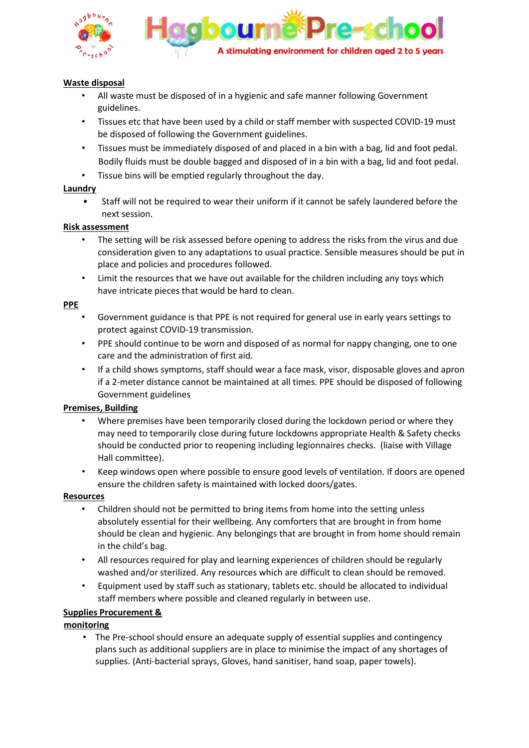**Waste disposal**

- All waste must be disposed of in a hygienic and safe manner following Government guidelines.
- Tissues etc that have been used by a child or staff member with suspected COVID-19 must be disposed of following the Government guidelines.
- Tissues must be immediately disposed of and placed in a bin with a bag, lid and foot pedal. Bodily fluids must be double bagged and disposed of in a bin with a bag, lid and foot pedal.
- Tissue bins will be emptied regularly throughout the day.

**Laundry**

- Staff will not be required to wear their uniform if it cannot be safely laundered before the next session.

**Risk assessment**

- The setting will be risk assessed before opening to address the risks from the virus and due consideration given to any adaptations to usual practice. Sensible measures should be put in place and policies and procedures followed.
- Limit the resources that we have out available for the children including any toys which have intricate pieces that would be hard to clean.

**PPE**

- Government guidance is that PPE is not required for general use in early years settings to protect against COVID-19 transmission.
- PPE should continue to be worn and disposed of as normal for nappy changing, one to one care and the administration of first aid.
- If a child shows symptoms, staff should wear a face mask, visor, disposable gloves and apron if a 2-meter distance cannot be maintained at all times. PPE should be disposed of following Government guidelines

**Premises, Building**

- Where premises have been temporarily closed during the lockdown period or where they may need to temporarily close during future lockdowns appropriate Health & Safety checks should be conducted prior to reopening including legionnaires checks. (liaise with Village Hall committee).
- Keep windows open where possible to ensure good levels of ventilation. If doors are opened ensure the children safety is maintained with locked doors/gates.

**Resources**

- Children should not be permitted to bring items from home into the setting unless absolutely essential for their wellbeing. Any comforters that are brought in from home should be clean and hygienic. Any belongings that are brought in from home should remain in the child's bag.
- All resources required for play and learning experiences of children should be regularly washed and/or sterilized. Any resources which are difficult to clean should be removed.
- Equipment used by staff such as stationary, tablets etc. should be allocated to individual staff members where possible and cleaned regularly in between use.

**Supplies Procurement & monitoring**

- The Pre-school should ensure an adequate supply of essential supplies and contingency plans such as additional suppliers are in place to minimise the impact of any shortages of supplies. (Anti-bacterial sprays, Gloves, hand sanitiser, hand soap, paper towels).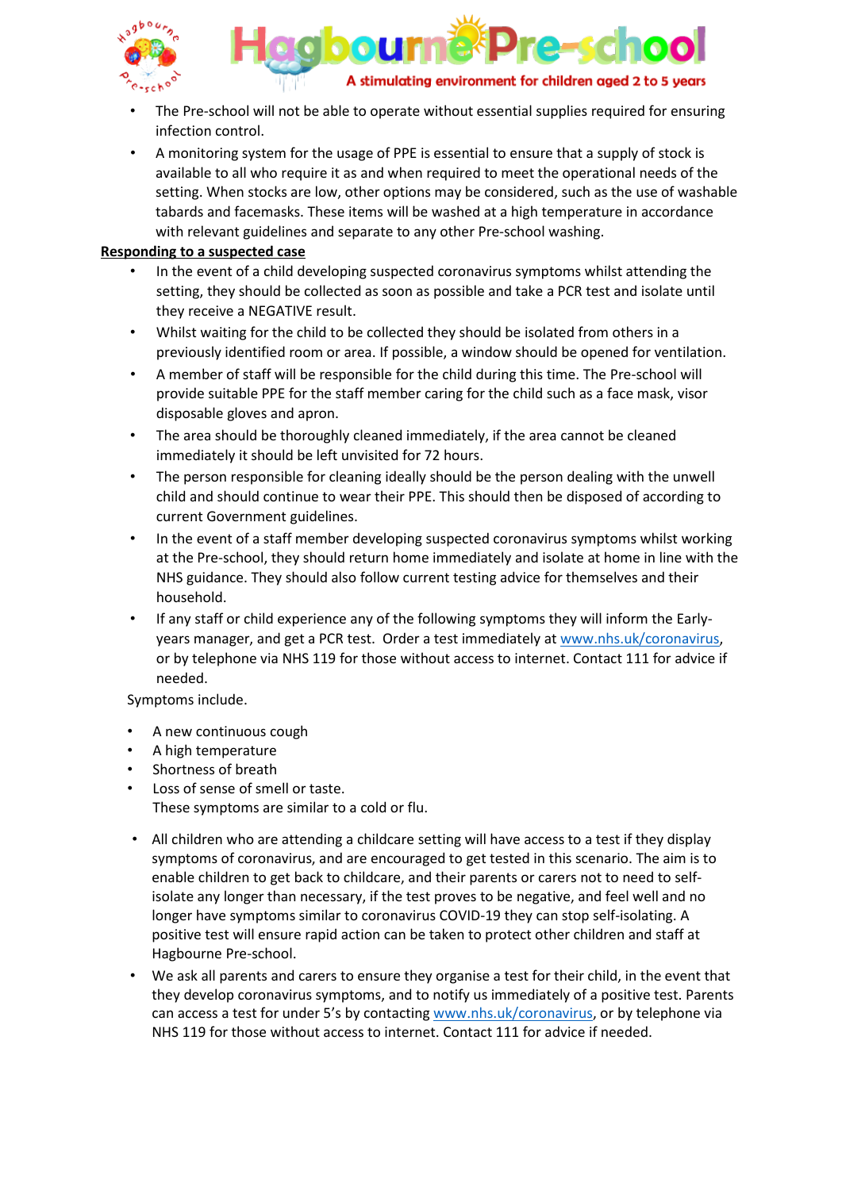- The Pre-school will not be able to operate without essential supplies required for ensuring infection control.
- A monitoring system for the usage of PPE is essential to ensure that a supply of stock is available to all who require it as and when required to meet the operational needs of the setting. When stocks are low, other options may be considered, such as the use of washable tabards and facemasks. These items will be washed at a high temperature in accordance with relevant guidelines and separate to any other Pre-school washing.

**Responding to a suspected case**

- In the event of a child developing suspected coronavirus symptoms whilst attending the setting, they should be collected as soon as possible and take a PCR test and isolate until they receive a NEGATIVE result.
- Whilst waiting for the child to be collected they should be isolated from others in a previously identified room or area. If possible, a window should be opened for ventilation.
- A member of staff will be responsible for the child during this time. The Pre-school will provide suitable PPE for the staff member caring for the child such as a face mask, visor disposable gloves and apron.
- The area should be thoroughly cleaned immediately, if the area cannot be cleaned immediately it should be left unvisited for 72 hours.
- The person responsible for cleaning ideally should be the person dealing with the unwell child and should continue to wear their PPE. This should then be disposed of according to current Government guidelines.
- In the event of a staff member developing suspected coronavirus symptoms whilst working at the Pre-school, they should return home immediately and isolate at home in line with the NHS guidance. They should also follow current testing advice for themselves and their household.
- If any staff or child experience any of the following symptoms they will inform the Early-years manager, and get a PCR test. Order a test immediately at www.nhs.uk/coronavirus, or by telephone via NHS 119 for those without access to internet. Contact 111 for advice if needed.

Symptoms include.

- A new continuous cough
- A high temperature
- Shortness of breath
- Loss of sense of smell or taste.
  These symptoms are similar to a cold or flu.

- All children who are attending a childcare setting will have access to a test if they display symptoms of coronavirus, and are encouraged to get tested in this scenario. The aim is to enable children to get back to childcare, and their parents or carers not to need to self-isolate any longer than necessary, if the test proves to be negative, and feel well and no longer have symptoms similar to coronavirus COVID-19 they can stop self-isolating. A positive test will ensure rapid action can be taken to protect other children and staff at Hagbourne Pre-school.
- We ask all parents and carers to ensure they organise a test for their child, in the event that they develop coronavirus symptoms, and to notify us immediately of a positive test. Parents can access a test for under 5's by contacting www.nhs.uk/coronavirus, or by telephone via NHS 119 for those without access to internet. Contact 111 for advice if needed.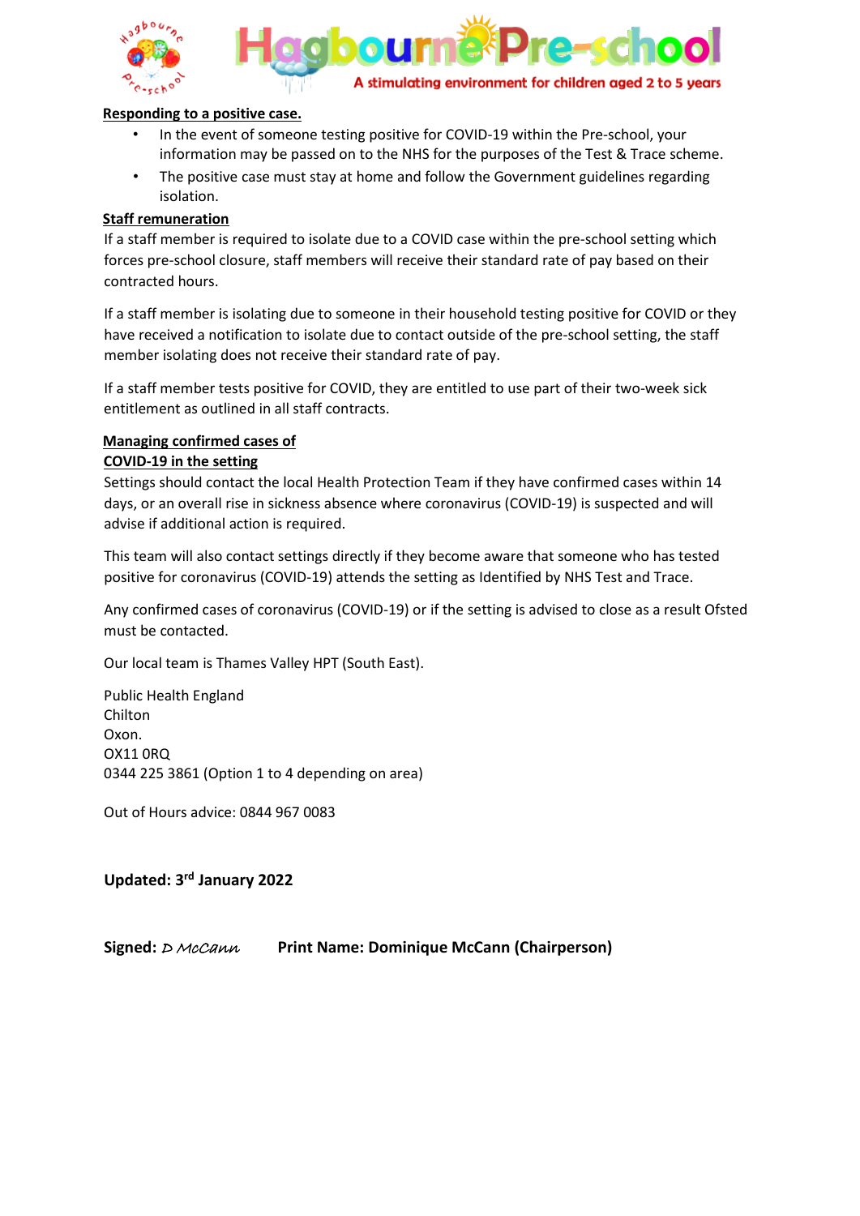**Responding to a positive case.**

- In the event of someone testing positive for COVID-19 within the Pre-school, your information may be passed on to the NHS for the purposes of the Test & Trace scheme.
- The positive case must stay at home and follow the Government guidelines regarding isolation.

**Staff remuneration**

If a staff member is required to isolate due to a COVID case within the pre-school setting which forces pre-school closure, staff members will receive their standard rate of pay based on their contracted hours.

If a staff member is isolating due to someone in their household testing positive for COVID or they have received a notification to isolate due to contact outside of the pre-school setting, the staff member isolating does not receive their standard rate of pay.

If a staff member tests positive for COVID, they are entitled to use part of their two-week sick entitlement as outlined in all staff contracts.

**Managing confirmed cases of COVID-19 in the setting**

Settings should contact the local Health Protection Team if they have confirmed cases within 14 days, or an overall rise in sickness absence where coronavirus (COVID-19) is suspected and will advise if additional action is required.

This team will also contact settings directly if they become aware that someone who has tested positive for coronavirus (COVID-19) attends the setting as Identified by NHS Test and Trace.

Any confirmed cases of coronavirus (COVID-19) or if the setting is advised to close as a result Ofsted must be contacted.

Our local team is Thames Valley HPT (South East).

Public Health England
Chilton
Oxon.
OX11 0RQ
0344 225 3861 (Option 1 to 4 depending on area)

Out of Hours advice: 0844 967 0083

**Updated: 3rd January 2022**

**Signed:** *D McCann* **Print Name: Dominique McCann (Chairperson)**